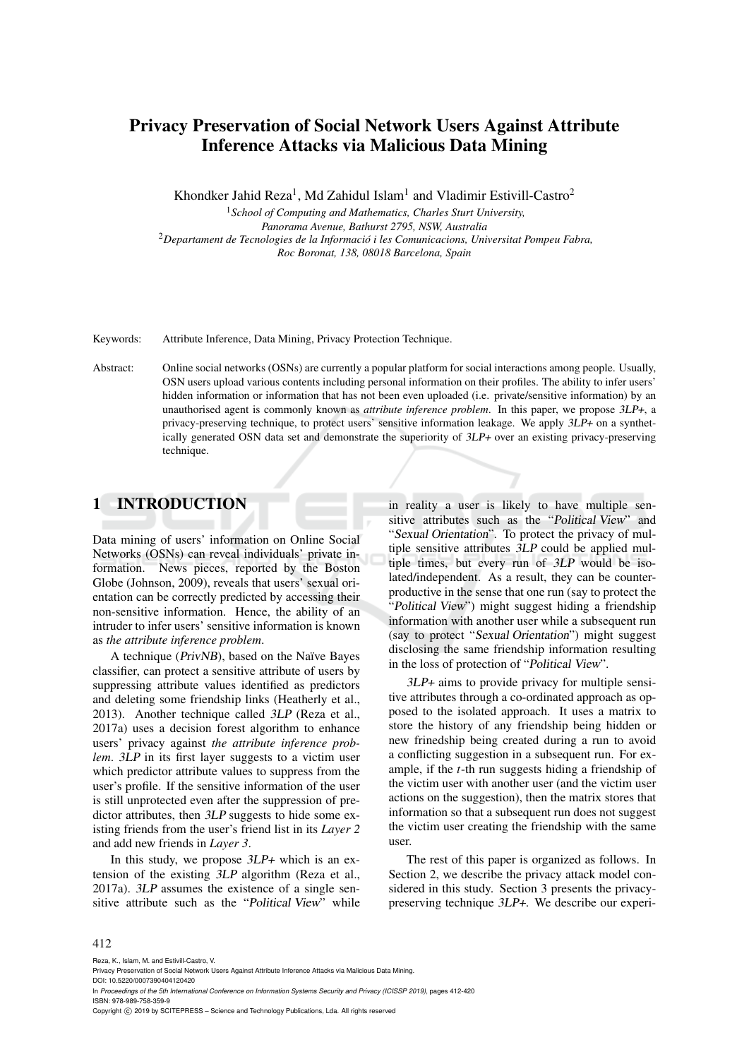# Privacy Preservation of Social Network Users Against Attribute Inference Attacks via Malicious Data Mining

Khondker Jahid Reza[1], Md Zahidul Islam[1] and Vladimir Estivill-Castro[2]

[1]*School of Computing and Mathematics, Charles Sturt University, Panorama Avenue, Bathurst 2795, NSW, Australia*

[2]*Departament de Tecnologies de la Informació i les Comunicacions, Universitat Pompeu Fabra, Roc Boronat, 138, 08018 Barcelona, Spain*

Keywords: Attribute Inference, Data Mining, Privacy Protection Technique.

Abstract: Online social networks (OSNs) are currently a popular platform for social interactions among people. Usually, OSN users upload various contents including personal information on their profiles. The ability to infer users' hidden information or information that has not been even uploaded (i.e. private/sensitive information) by an unauthorised agent is commonly known as *attribute inference problem*. In this paper, we propose *3LP+*, a privacy-preserving technique, to protect users' sensitive information leakage. We apply *3LP+* on a synthetically generated OSN data set and demonstrate the superiority of *3LP+* over an existing privacy-preserving technique.

## 1 INTRODUCTION

Data mining of users' information on Online Social Networks (OSNs) can reveal individuals' private information. News pieces, reported by the Boston Globe (Johnson, 2009), reveals that users' sexual orientation can be correctly predicted by accessing their non-sensitive information. Hence, the ability of an intruder to infer users' sensitive information is known as *the attribute inference problem*.

A technique (*PrivNB*), based on the Naïve Bayes classifier, can protect a sensitive attribute of users by suppressing attribute values identified as predictors and deleting some friendship links (Heatherly et al., 2013). Another technique called *3LP* (Reza et al., 2017a) uses a decision forest algorithm to enhance users' privacy against *the attribute inference problem*. *3LP* in its first layer suggests to a victim user which predictor attribute values to suppress from the user's profile. If the sensitive information of the user is still unprotected even after the suppression of predictor attributes, then *3LP* suggests to hide some existing friends from the user's friend list in its *Layer 2* and add new friends in *Layer 3*.

In this study, we propose *3LP+* which is an extension of the existing *3LP* algorithm (Reza et al., 2017a). *3LP* assumes the existence of a single sensitive attribute such as the "*Political View*" while in reality a user is likely to have multiple sensitive attributes such as the "*Political View*" and "*Sexual Orientation*". To protect the privacy of multiple sensitive attributes *3LP* could be applied multiple times, but every run of *3LP* would be isolated/independent. As a result, they can be counterproductive in the sense that one run (say to protect the "*Political View*") might suggest hiding a friendship information with another user while a subsequent run (say to protect "*Sexual Orientation*") might suggest disclosing the same friendship information resulting in the loss of protection of "*Political View*".

*3LP+* aims to provide privacy for multiple sensitive attributes through a co-ordinated approach as opposed to the isolated approach. It uses a matrix to store the history of any friendship being hidden or new frinedship being created during a run to avoid a conflicting suggestion in a subsequent run. For example, if the $t$-th run suggests hiding a friendship of the victim user with another user (and the victim user actions on the suggestion), then the matrix stores that information so that a subsequent run does not suggest the victim user creating the friendship with the same user.

The rest of this paper is organized as follows. In Section 2, we describe the privacy attack model considered in this study. Section 3 presents the privacy-preserving technique *3LP+*. We describe our experi-

Reza, K., Islam, M. and Estivill-Castro, V.
Privacy Preservation of Social Network Users Against Attribute Inference Attacks via Malicious Data Mining.
DOI: 10.5220/0007390404120420
In *Proceedings of the 5th International Conference on Information Systems Security and Privacy (ICISSP 2019)*, pages 412-420
ISBN: 978-989-758-359-9
Copyright © 2019 by SCITEPRESS – Science and Technology Publications, Lda. All rights reserved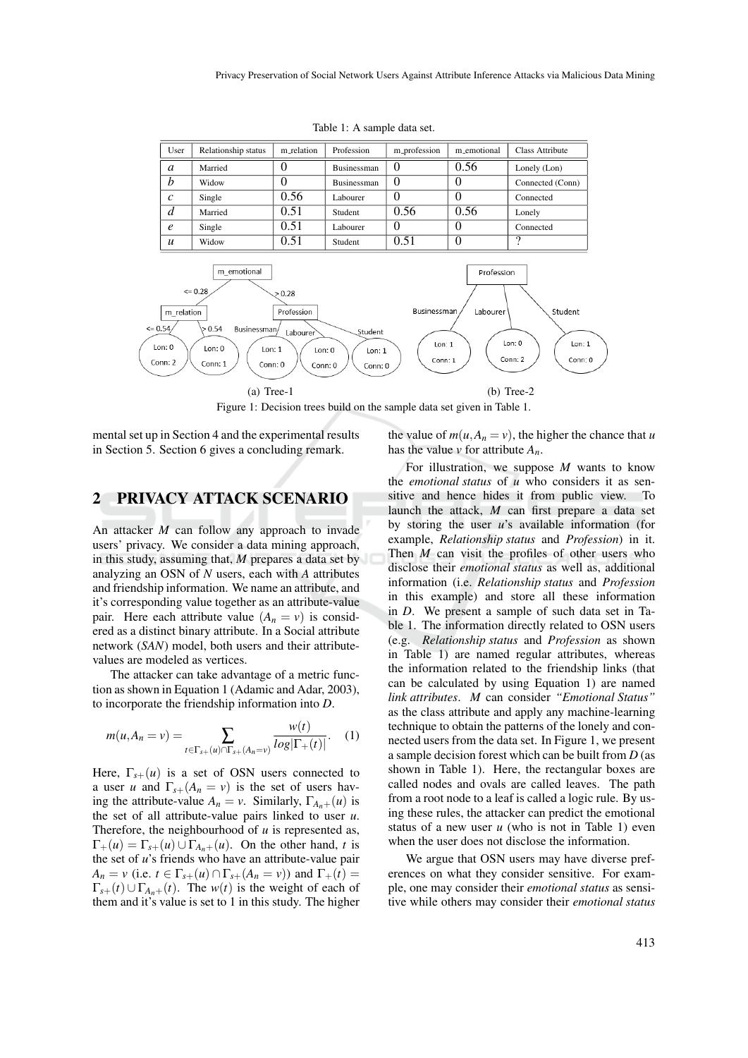Table 1: A sample data set.

| User | Relationship status | m_relation | Profession | m_profession | m_emotional | Class Attribute |
|---|---|---|---|---|---|---|
| *a* | Married | 0 | Businessman | 0 | 0.56 | Lonely (Lon) |
| *b* | Widow | 0 | Businessman | 0 | 0 | Connected (Conn) |
| *c* | Single | 0.56 | Labourer | 0 | 0 | Connected |
| *d* | Married | 0.51 | Student | 0.56 | 0.56 | Lonely |
| *e* | Single | 0.51 | Labourer | 0 | 0 | Connected |
| *u* | Widow | 0.51 | Student | 0.51 | 0 | ? |

(a) Tree-1 (b) Tree-2

Figure 1: Decision trees build on the sample data set given in Table 1.

mental set up in Section 4 and the experimental results in Section 5. Section 6 gives a concluding remark.

## 2 PRIVACY ATTACK SCENARIO

An attacker *M* can follow any approach to invade users' privacy. We consider a data mining approach, in this study, assuming that, *M* prepares a data set by analyzing an OSN of *N* users, each with *A* attributes and friendship information. We name an attribute, and it's corresponding value together as an attribute-value pair. Here each attribute value $(A_n = v)$ is considered as a distinct binary attribute. In a Social attribute network (*SAN*) model, both users and their attribute-values are modeled as vertices.

The attacker can take advantage of a metric function as shown in Equation 1 (Adamic and Adar, 2003), to incorporate the friendship information into *D*.

$$m(u, A_n = v) = \sum_{t \in \Gamma_{s+}(u) \cap \Gamma_{s+}(A_n = v)} \frac{w(t)}{log|\Gamma_+(t)|}. \quad (1)$$

Here, $\Gamma_{s+}(u)$ is a set of OSN users connected to a user *u* and $\Gamma_{s+}(A_n = v)$ is the set of users having the attribute-value $A_n = v$. Similarly, $\Gamma_{A_n+}(u)$ is the set of all attribute-value pairs linked to user *u*. Therefore, the neighbourhood of *u* is represented as, $\Gamma_+(u) = \Gamma_{s+}(u) \cup \Gamma_{A_n+}(u)$. On the other hand, *t* is the set of *u*'s friends who have an attribute-value pair $A_n = v$ (i.e. $t \in \Gamma_{s+}(u) \cap \Gamma_{s+}(A_n = v)$) and $\Gamma_+(t) = \Gamma_{s+}(t) \cup \Gamma_{A_n+}(t)$. The $w(t)$ is the weight of each of them and it's value is set to 1 in this study. The higher the value of $m(u, A_n = v)$, the higher the chance that *u* has the value *v* for attribute $A_n$.

For illustration, we suppose *M* wants to know the *emotional status* of *u* who considers it as sensitive and hence hides it from public view. To launch the attack, *M* can first prepare a data set by storing the user *u*'s available information (for example, *Relationship status* and *Profession*) in it. Then *M* can visit the profiles of other users who disclose their *emotional status* as well as, additional information (i.e. *Relationship status* and *Profession* in this example) and store all these information in *D*. We present a sample of such data set in Table 1. The information directly related to OSN users (e.g. *Relationship status* and *Profession* as shown in Table 1) are named regular attributes, whereas the information related to the friendship links (that can be calculated by using Equation 1) are named *link attributes*. *M* can consider *"Emotional Status"* as the class attribute and apply any machine-learning technique to obtain the patterns of the lonely and connected users from the data set. In Figure 1, we present a sample decision forest which can be built from *D* (as shown in Table 1). Here, the rectangular boxes are called nodes and ovals are called leaves. The path from a root node to a leaf is called a logic rule. By using these rules, the attacker can predict the emotional status of a new user *u* (who is not in Table 1) even when the user does not disclose the information.

We argue that OSN users may have diverse preferences on what they consider sensitive. For example, one may consider their *emotional status* as sensitive while others may consider their *emotional status*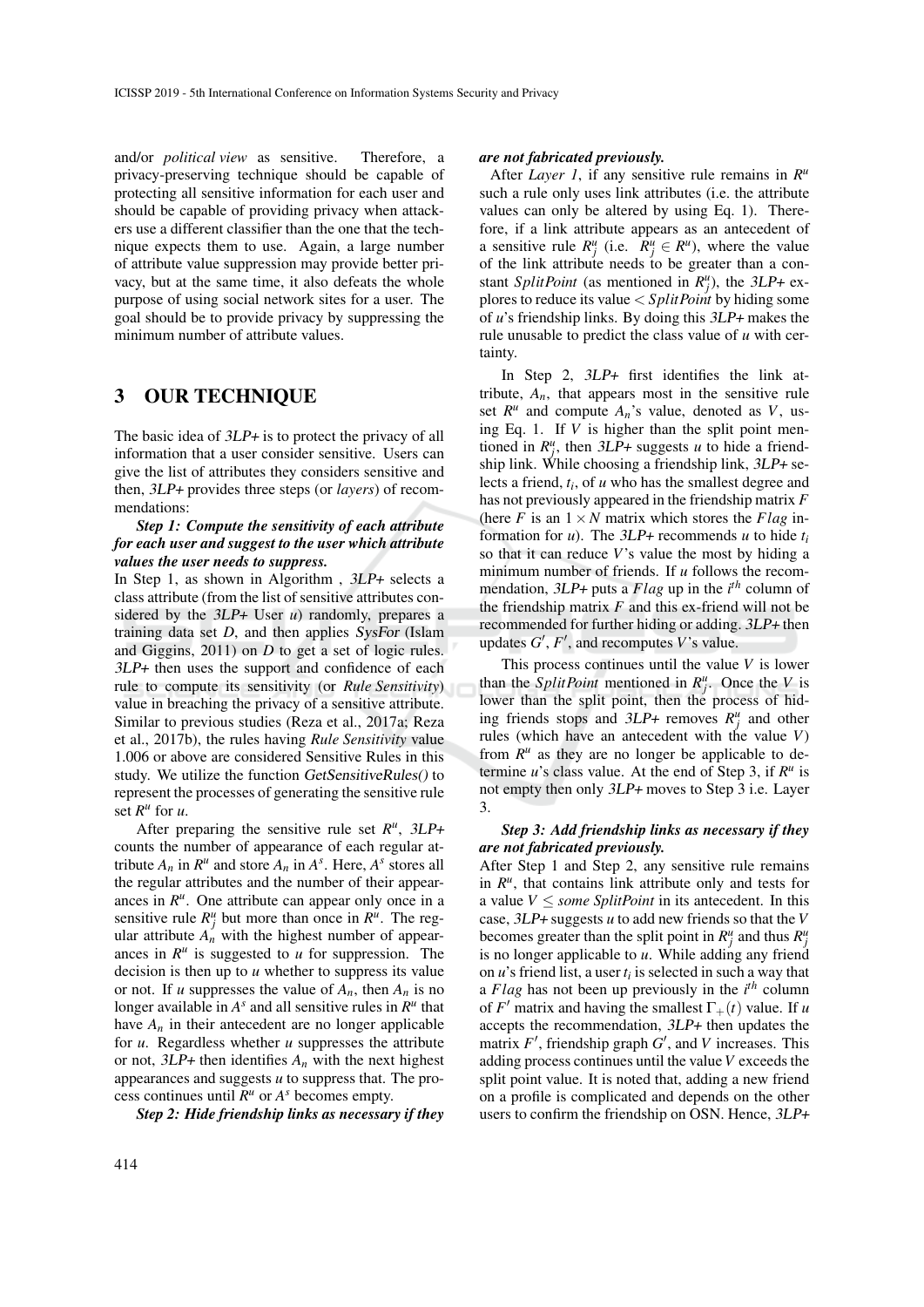and/or *political view* as sensitive. Therefore, a privacy-preserving technique should be capable of protecting all sensitive information for each user and should be capable of providing privacy when attackers use a different classifier than the one that the technique expects them to use. Again, a large number of attribute value suppression may provide better privacy, but at the same time, it also defeats the whole purpose of using social network sites for a user. The goal should be to provide privacy by suppressing the minimum number of attribute values.

## 3 OUR TECHNIQUE

The basic idea of *3LP+* is to protect the privacy of all information that a user consider sensitive. Users can give the list of attributes they considers sensitive and then, *3LP+* provides three steps (or *layers*) of recommendations:

***Step 1: Compute the sensitivity of each attribute for each user and suggest to the user which attribute values the user needs to suppress.***

In Step 1, as shown in Algorithm , *3LP+* selects a class attribute (from the list of sensitive attributes considered by the *3LP+* User *u*) randomly, prepares a training data set *D*, and then applies *SysFor* (Islam and Giggins, 2011) on *D* to get a set of logic rules. *3LP+* then uses the support and confidence of each rule to compute its sensitivity (or *Rule Sensitivity*) value in breaching the privacy of a sensitive attribute. Similar to previous studies (Reza et al., 2017a; Reza et al., 2017b), the rules having *Rule Sensitivity* value 1.006 or above are considered Sensitive Rules in this study. We utilize the function *GetSensitiveRules()* to represent the processes of generating the sensitive rule set $R^u$ for *u*.

After preparing the sensitive rule set $R^u$, *3LP+* counts the number of appearance of each regular attribute $A_n$ in $R^u$ and store $A_n$ in $A^s$. Here, $A^s$ stores all the regular attributes and the number of their appearances in $R^u$. One attribute can appear only once in a sensitive rule $R^u_j$ but more than once in $R^u$. The regular attribute $A_n$ with the highest number of appearances in $R^u$ is suggested to *u* for suppression. The decision is then up to *u* whether to suppress its value or not. If *u* suppresses the value of $A_n$, then $A_n$ is no longer available in $A^s$ and all sensitive rules in $R^u$ that have $A_n$ in their antecedent are no longer applicable for *u*. Regardless whether *u* suppresses the attribute or not, *3LP+* then identifies $A_n$ with the next highest appearances and suggests *u* to suppress that. The process continues until $R^u$ or $A^s$ becomes empty.

***Step 2: Hide friendship links as necessary if they are not fabricated previously.***

After *Layer 1*, if any sensitive rule remains in $R^u$ such a rule only uses link attributes (i.e. the attribute values can only be altered by using Eq. 1). Therefore, if a link attribute appears as an antecedent of a sensitive rule $R^u_j$ (i.e. $R^u_j \in R^u$), where the value of the link attribute needs to be greater than a constant *SplitPoint* (as mentioned in $R^u_j$), the *3LP+* explores to reduce its value $< SplitPoint$ by hiding some of *u*'s friendship links. By doing this *3LP+* makes the rule unusable to predict the class value of *u* with certainty.

In Step 2, *3LP+* first identifies the link attribute, $A_n$, that appears most in the sensitive rule set $R^u$ and compute $A_n$'s value, denoted as $V$, using Eq. 1. If $V$ is higher than the split point mentioned in $R^u_j$, then *3LP+* suggests *u* to hide a friendship link. While choosing a friendship link, *3LP+* selects a friend, $t_i$, of *u* who has the smallest degree and has not previously appeared in the friendship matrix $F$ (here $F$ is an $1 \times N$ matrix which stores the $Flag$ information for *u*). The *3LP+* recommends *u* to hide $t_i$ so that it can reduce $V$'s value the most by hiding a minimum number of friends. If *u* follows the recommendation, *3LP+* puts a $Flag$ up in the $i^{th}$ column of the friendship matrix $F$ and this ex-friend will not be recommended for further hiding or adding. *3LP+* then updates $G'$, $F'$, and recomputes $V$'s value.

This process continues until the value $V$ is lower than the $SplitPoint$ mentioned in $R^u_j$. Once the $V$ is lower than the split point, then the process of hiding friends stops and *3LP+* removes $R^u_j$ and other rules (which have an antecedent with the value $V$) from $R^u$ as they are no longer be applicable to determine *u*'s class value. At the end of Step 3, if $R^u$ is not empty then only *3LP+* moves to Step 3 i.e. Layer 3.

***Step 3: Add friendship links as necessary if they are not fabricated previously.***

After Step 1 and Step 2, any sensitive rule remains in $R^u$, that contains link attribute only and tests for a value $V \leq$ *some SplitPoint* in its antecedent. In this case, *3LP+* suggests *u* to add new friends so that the $V$ becomes greater than the split point in $R^u_j$ and thus $R^u_j$ is no longer applicable to *u*. While adding any friend on *u*'s friend list, a user $t_i$ is selected in such a way that a $Flag$ has not been up previously in the $i^{th}$ column of $F'$ matrix and having the smallest $\Gamma_+(t)$ value. If *u* accepts the recommendation, *3LP+* then updates the matrix $F'$, friendship graph $G'$, and $V$ increases. This adding process continues until the value $V$ exceeds the split point value. It is noted that, adding a new friend on a profile is complicated and depends on the other users to confirm the friendship on OSN. Hence, *3LP+*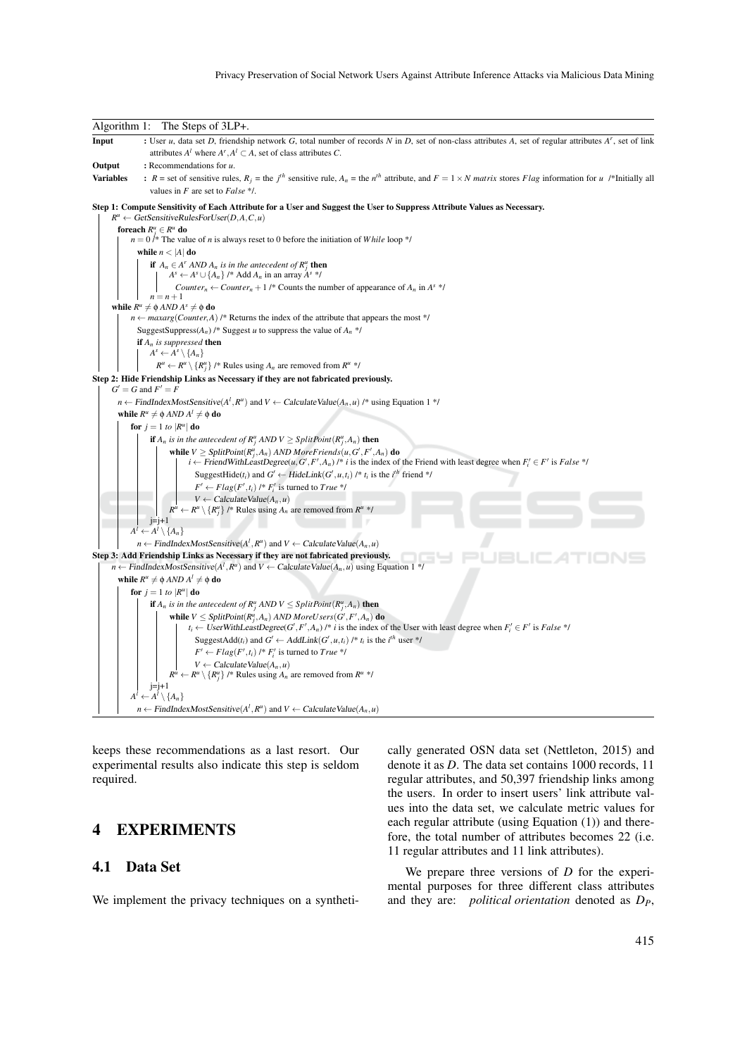**Algorithm 1: The Steps of 3LP+.**

```
Input     : User u, data set D, friendship network G, total number of records N in D, set of non-class attributes A, set of regular attributes A^r, set of link
            attributes A^l where A^r, A^l ⊂ A, set of class attributes C.
Output    : Recommendations for u.
Variables : R = set of sensitive rules, R_j = the j^th sensitive rule, A_n = the n^th attribute, and F = 1 × N matrix stores Flag information for u /*Initially all
            values in F are set to False */.

Step 1: Compute Sensitivity of Each Attribute for a User and Suggest the User to Suppress Attribute Values as Necessary.
    R^u ← GetSensitiveRulesForUser(D, A, C, u)
    foreach R^u_j ∈ R^u do
        n = 0 /* The value of n is always reset to 0 before the initiation of While loop */
        while n < |A| do
            if A_n ∈ A^r AND A_n is in the antecedent of R^u_j then
                A^s ← A^s ∪ {A_n} /* Add A_n in an array A^s */
                Counter_n ← Counter_n + 1 /* Counts the number of appearance of A_n in A^s */
            n = n + 1
    while R^u ≠ ϕ AND A^s ≠ ϕ do
        n ← maxarg(Counter, A) /* Returns the index of the attribute that appears the most */
        SuggestSuppress(A_n) /* Suggest u to suppress the value of A_n */
        if A_n is suppressed then
            A^s ← A^s \ {A_n}
            R^u ← R^u \ {R^u_j} /* Rules using A_n are removed from R^u */
Step 2: Hide Friendship Links as Necessary if they are not fabricated previously.
    G' = G and F' = F
    n ← FindIndexMostSensitive(A^l, R^u) and V ← CalculateValue(A_n, u) /* using Equation 1 */
    while R^u ≠ ϕ AND A^l ≠ ϕ do
        for j = 1 to |R^u| do
            if A_n is in the antecedent of R^u_j AND V ≥ SplitPoint(R^u_j, A_n) then
                while V ≥ SplitPoint(R^u_j, A_n) AND MoreFriends(u, G', F', A_n) do
                    i ← FriendWithLeastDegree(u, G', F', A_n) /* i is the index of the Friend with least degree when F'_i ∈ F' is False */
                    SuggestHide(t_i) and G' ← HideLink(G', u, t_i) /* t_i is the i^th friend */
                    F' ← Flag(F', t_i) /* F'_i is turned to True */
                    V ← CalculateValue(A_n, u)
                R^u ← R^u \ {R^u_j} /* Rules using A_n are removed from R^u */
            j=j+1
        A^l ← A^l \ {A_n}
        n ← FindIndexMostSensitive(A^l, R^u) and V ← CalculateValue(A_n, u)
Step 3: Add Friendship Links as Necessary if they are not fabricated previously.
    n ← FindIndexMostSensitive(A^l, R^u) and V ← CalculateValue(A_n, u) using Equation 1 */
    while R^u ≠ ϕ AND A^l ≠ ϕ do
        for j = 1 to |R^u| do
            if A_n is in the antecedent of R^u_j AND V ≤ SplitPoint(R^u_j, A_n) then
                while V ≤ SplitPoint(R^u_j, A_n) AND MoreUsers(G', F', A_n) do
                    t_i ← UserWithLeastDegree(G', F', A_n) /* i is the index of the User with least degree when F'_i ∈ F' is False */
                    SuggestAdd(t_i) and G' ← AddLink(G', u, t_i) /* t_i is the i^th user */
                    F' ← Flag(F', t_i) /* F'_i is turned to True */
                    V ← CalculateValue(A_n, u)
                R^u ← R^u \ {R^u_j} /* Rules using A_n are removed from R^u */
            j=j+1
        A^l ← A^l \ {A_n}
        n ← FindIndexMostSensitive(A^l, R^u) and V ← CalculateValue(A_n, u)
```

keeps these recommendations as a last resort. Our experimental results also indicate this step is seldom required.

## 4 EXPERIMENTS

### 4.1 Data Set

We implement the privacy techniques on a synthetically generated OSN data set (Nettleton, 2015) and denote it as $D$. The data set contains 1000 records, 11 regular attributes, and 50,397 friendship links among the users. In order to insert users' link attribute values into the data set, we calculate metric values for each regular attribute (using Equation (1)) and therefore, the total number of attributes becomes 22 (i.e. 11 regular attributes and 11 link attributes).

We prepare three versions of $D$ for the experimental purposes for three different class attributes and they are: *political orientation* denoted as $D_P$,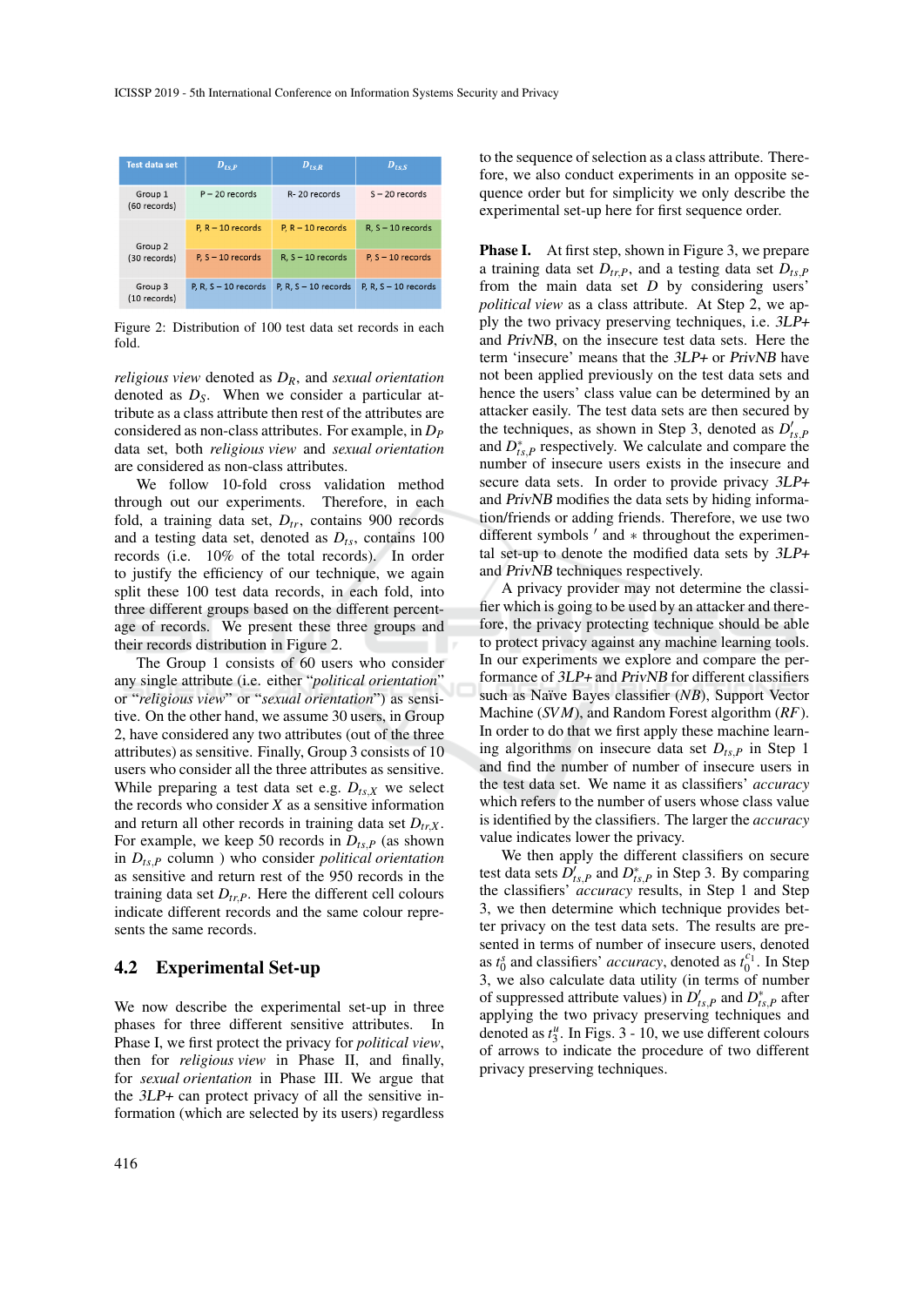| Test data set | $D_{ts,P}$ | $D_{ts,R}$ | $D_{ts,S}$ |
|---|---|---|---|
| Group 1 (60 records) | P – 20 records | R- 20 records | S – 20 records |
| Group 2 (30 records) | P, R – 10 records | P, R – 10 records | R, S – 10 records |
| | P, S – 10 records | R, S – 10 records | P, S – 10 records |
| Group 3 (10 records) | P, R, S – 10 records | P, R, S – 10 records | P, R, S – 10 records |

Figure 2: Distribution of 100 test data set records in each fold.

*religious view* denoted as $D_R$, and *sexual orientation* denoted as $D_S$. When we consider a particular attribute as a class attribute then rest of the attributes are considered as non-class attributes. For example, in $D_P$ data set, both *religious view* and *sexual orientation* are considered as non-class attributes.

We follow 10-fold cross validation method through out our experiments. Therefore, in each fold, a training data set, $D_{tr}$, contains 900 records and a testing data set, denoted as $D_{ts}$, contains 100 records (i.e. 10% of the total records). In order to justify the efficiency of our technique, we again split these 100 test data records, in each fold, into three different groups based on the different percentage of records. We present these three groups and their records distribution in Figure 2.

The Group 1 consists of 60 users who consider any single attribute (i.e. either "*political orientation*" or "*religious view*" or "*sexual orientation*") as sensitive. On the other hand, we assume 30 users, in Group 2, have considered any two attributes (out of the three attributes) as sensitive. Finally, Group 3 consists of 10 users who consider all the three attributes as sensitive. While preparing a test data set e.g. $D_{ts,X}$ we select the records who consider $X$ as a sensitive information and return all other records in training data set $D_{tr,X}$. For example, we keep 50 records in $D_{ts,P}$ (as shown in $D_{ts,P}$ column ) who consider *political orientation* as sensitive and return rest of the 950 records in the training data set $D_{tr,P}$. Here the different cell colours indicate different records and the same colour represents the same records.

## 4.2 Experimental Set-up

We now describe the experimental set-up in three phases for three different sensitive attributes. In Phase I, we first protect the privacy for *political view*, then for *religious view* in Phase II, and finally, for *sexual orientation* in Phase III. We argue that the *3LP+* can protect privacy of all the sensitive information (which are selected by its users) regardless to the sequence of selection as a class attribute. Therefore, we also conduct experiments in an opposite sequence order but for simplicity we only describe the experimental set-up here for first sequence order.

**Phase I.** At first step, shown in Figure 3, we prepare a training data set $D_{tr,P}$, and a testing data set $D_{ts,P}$ from the main data set $D$ by considering users' *political view* as a class attribute. At Step 2, we apply the two privacy preserving techniques, i.e. *3LP+* and *PrivNB*, on the insecure test data sets. Here the term 'insecure' means that the *3LP+* or *PrivNB* have not been applied previously on the test data sets and hence the users' class value can be determined by an attacker easily. The test data sets are then secured by the techniques, as shown in Step 3, denoted as $D'_{ts,P}$ and $D^{*}_{ts,P}$ respectively. We calculate and compare the number of insecure users exists in the insecure and secure data sets. In order to provide privacy *3LP+* and *PrivNB* modifies the data sets by hiding information/friends or adding friends. Therefore, we use two different symbols $'$ and $*$ throughout the experimental set-up to denote the modified data sets by *3LP+* and *PrivNB* techniques respectively.

A privacy provider may not determine the classifier which is going to be used by an attacker and therefore, the privacy protecting technique should be able to protect privacy against any machine learning tools. In our experiments we explore and compare the performance of *3LP+* and *PrivNB* for different classifiers such as Naive Bayes classifier (*NB*), Support Vector Machine (*SVM*), and Random Forest algorithm (*RF*). In order to do that we first apply these machine learning algorithms on insecure data set $D_{ts,P}$ in Step 1 and find the number of number of insecure users in the test data set. We name it as classifiers' *accuracy* which refers to the number of users whose class value is identified by the classifiers. The larger the *accuracy* value indicates lower the privacy.

We then apply the different classifiers on secure test data sets $D'_{ts,P}$ and $D^{*}_{ts,P}$ in Step 3. By comparing the classifiers' *accuracy* results, in Step 1 and Step 3, we then determine which technique provides better privacy on the test data sets. The results are presented in terms of number of insecure users, denoted as $t_0^s$ and classifiers' *accuracy*, denoted as $t_0^{c_1}$. In Step 3, we also calculate data utility (in terms of number of suppressed attribute values) in $D'_{ts,P}$ and $D^{*}_{ts,P}$ after applying the two privacy preserving techniques and denoted as $t_3^u$. In Figs. 3 - 10, we use different colours of arrows to indicate the procedure of two different privacy preserving techniques.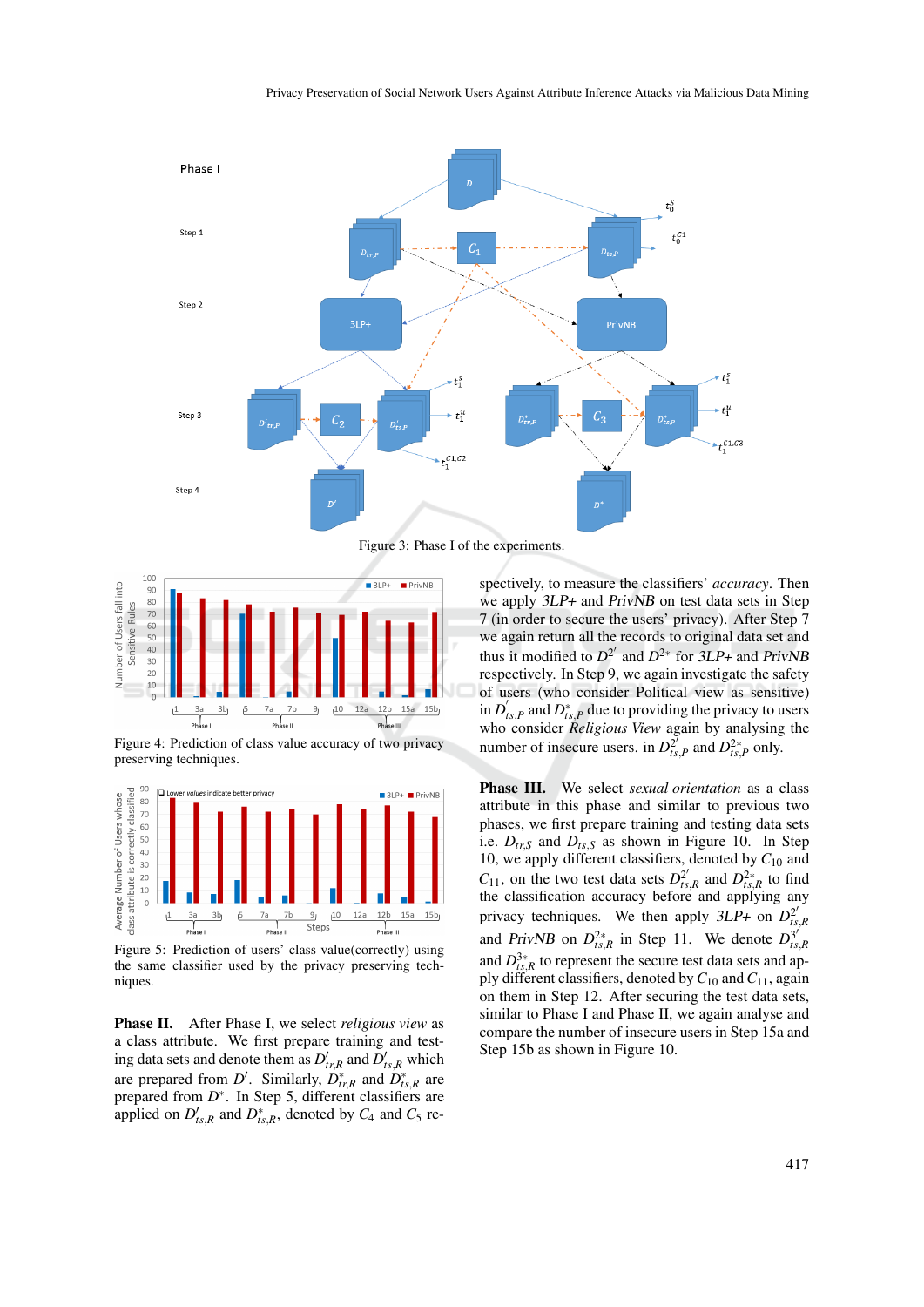Figure 3: Phase I of the experiments.

Figure 4: Prediction of class value accuracy of two privacy preserving techniques.

Figure 5: Prediction of users' class value(correctly) using the same classifier used by the privacy preserving techniques.

**Phase II.** After Phase I, we select *religious view* as a class attribute. We first prepare training and testing data sets and denote them as $D'_{tr,R}$ and $D'_{ts,R}$ which are prepared from $D'$. Similarly, $D^{*}_{tr,R}$ and $D^{*}_{ts,R}$ are prepared from $D^{*}$. In Step 5, different classifiers are applied on $D'_{ts,R}$ and $D^{*}_{ts,R}$, denoted by $C_4$ and $C_5$ respectively, to measure the classifiers' *accuracy*. Then we apply *3LP+* and *PrivNB* on test data sets in Step 7 (in order to secure the users' privacy). After Step 7 we again return all the records to original data set and thus it modified to $D^{2'}$ and $D^{2*}$ for *3LP+* and *PrivNB* respectively. In Step 9, we again investigate the safety of users (who consider Political view as sensitive) in $D^{'}_{ts,P}$ and $D^{*}_{ts,P}$ due to providing the privacy to users who consider *Religious View* again by analysing the number of insecure users. in $D^{2'}_{ts,P}$ and $D^{2*}_{ts,P}$ only.

**Phase III.** We select *sexual orientation* as a class attribute in this phase and similar to previous two phases, we first prepare training and testing data sets i.e. $D_{tr,S}$ and $D_{ts,S}$ as shown in Figure 10. In Step 10, we apply different classifiers, denoted by $C_{10}$ and $C_{11}$, on the two test data sets $D^{2'}_{ts,R}$ and $D^{2*}_{ts,R}$ to find the classification accuracy before and applying any privacy techniques. We then apply *3LP+* on $D^{2'}_{ts,R}$ and *PrivNB* on $D^{2*}_{ts,R}$ in Step 11. We denote $D^{3'}_{ts,R}$ and $D^{3*}_{ts,R}$ to represent the secure test data sets and apply different classifiers, denoted by $C_{10}$ and $C_{11}$, again on them in Step 12. After securing the test data sets, similar to Phase I and Phase II, we again analyse and compare the number of insecure users in Step 15a and Step 15b as shown in Figure 10.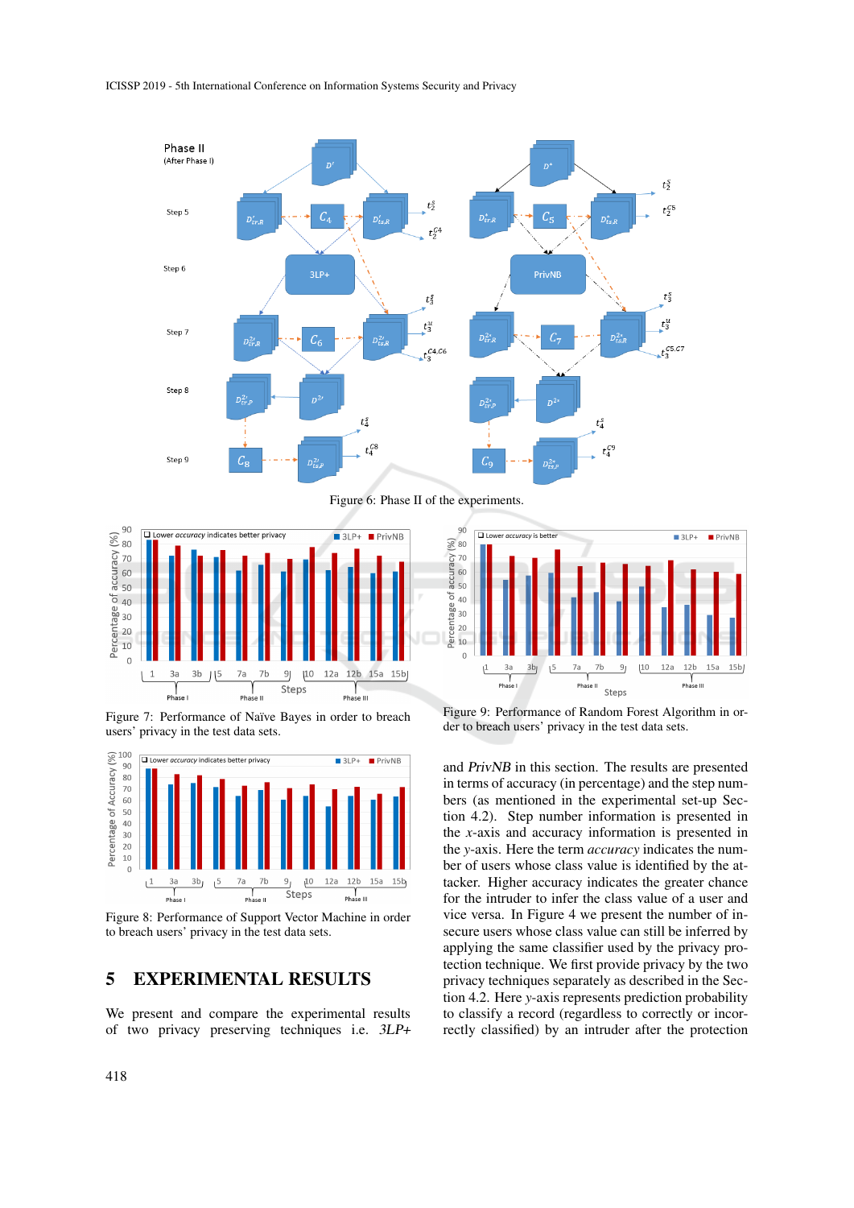Figure 6: Phase II of the experiments.

Figure 7: Performance of Naïve Bayes in order to breach users' privacy in the test data sets.

Figure 8: Performance of Support Vector Machine in order to breach users' privacy in the test data sets.

Figure 9: Performance of Random Forest Algorithm in order to breach users' privacy in the test data sets.

## 5 EXPERIMENTAL RESULTS

We present and compare the experimental results of two privacy preserving techniques i.e. *3LP+* and *PrivNB* in this section. The results are presented in terms of accuracy (in percentage) and the step numbers (as mentioned in the experimental set-up Section 4.2). Step number information is presented in the *x*-axis and accuracy information is presented in the *y*-axis. Here the term *accuracy* indicates the number of users whose class value is identified by the attacker. Higher accuracy indicates the greater chance for the intruder to infer the class value of a user and vice versa. In Figure 4 we present the number of insecure users whose class value can still be inferred by applying the same classifier used by the privacy protection technique. We first provide privacy by the two privacy techniques separately as described in the Section 4.2. Here *y*-axis represents prediction probability to classify a record (regardless to correctly or incorrectly classified) by an intruder after the protection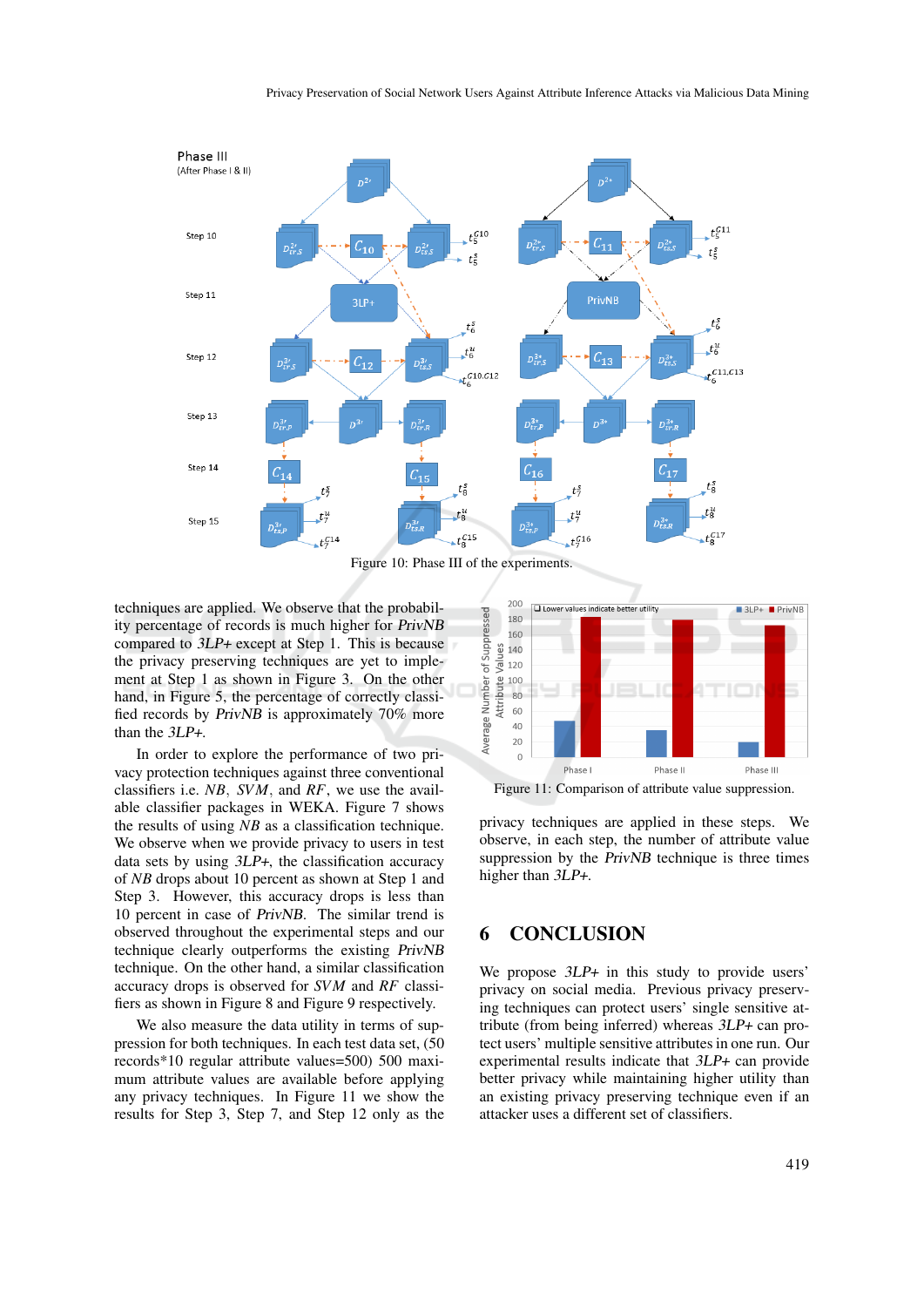Figure 10: Phase III of the experiments.

techniques are applied. We observe that the probability percentage of records is much higher for *PrivNB* compared to *3LP+* except at Step 1. This is because the privacy preserving techniques are yet to implement at Step 1 as shown in Figure 3. On the other hand, in Figure 5, the percentage of correctly classified records by *PrivNB* is approximately 70% more than the *3LP+*.

In order to explore the performance of two privacy protection techniques against three conventional classifiers i.e. *NB*, *SVM*, and *RF*, we use the available classifier packages in WEKA. Figure 7 shows the results of using *NB* as a classification technique. We observe when we provide privacy to users in test data sets by using *3LP+*, the classification accuracy of *NB* drops about 10 percent as shown at Step 1 and Step 3. However, this accuracy drops is less than 10 percent in case of *PrivNB*. The similar trend is observed throughout the experimental steps and our technique clearly outperforms the existing *PrivNB* technique. On the other hand, a similar classification accuracy drops is observed for *SVM* and *RF* classifiers as shown in Figure 8 and Figure 9 respectively.

We also measure the data utility in terms of suppression for both techniques. In each test data set, (50 records*10 regular attribute values=500) 500 maximum attribute values are available before applying any privacy techniques. In Figure 11 we show the results for Step 3, Step 7, and Step 12 only as the

Figure 11: Comparison of attribute value suppression.

privacy techniques are applied in these steps. We observe, in each step, the number of attribute value suppression by the *PrivNB* technique is three times higher than *3LP+*.

## 6 CONCLUSION

We propose *3LP+* in this study to provide users' privacy on social media. Previous privacy preserving techniques can protect users' single sensitive attribute (from being inferred) whereas *3LP+* can protect users' multiple sensitive attributes in one run. Our experimental results indicate that *3LP+* can provide better privacy while maintaining higher utility than an existing privacy preserving technique even if an attacker uses a different set of classifiers.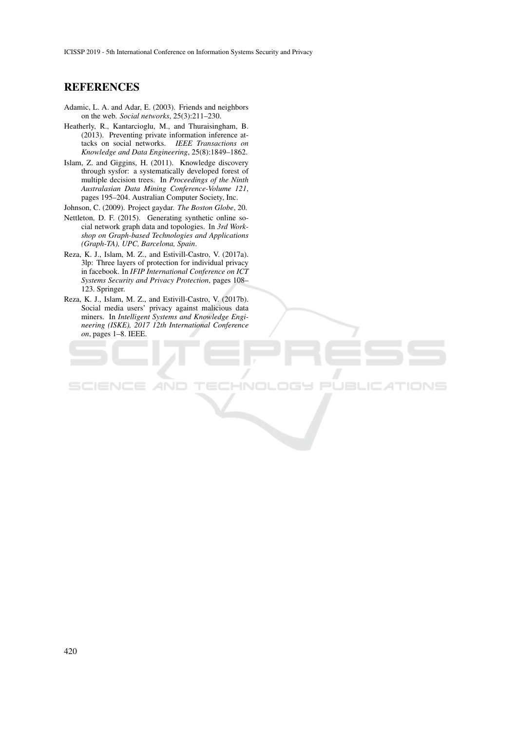## REFERENCES

Adamic, L. A. and Adar, E. (2003). Friends and neighbors on the web. *Social networks*, 25(3):211–230.

Heatherly, R., Kantarcioglu, M., and Thuraisingham, B. (2013). Preventing private information inference attacks on social networks. *IEEE Transactions on Knowledge and Data Engineering*, 25(8):1849–1862.

Islam, Z. and Giggins, H. (2011). Knowledge discovery through sysfor: a systematically developed forest of multiple decision trees. In *Proceedings of the Ninth Australasian Data Mining Conference-Volume 121*, pages 195–204. Australian Computer Society, Inc.

Johnson, C. (2009). Project gaydar. *The Boston Globe*, 20.

Nettleton, D. F. (2015). Generating synthetic online social network graph data and topologies. In *3rd Workshop on Graph-based Technologies and Applications (Graph-TA), UPC, Barcelona, Spain*.

Reza, K. J., Islam, M. Z., and Estivill-Castro, V. (2017a). 3lp: Three layers of protection for individual privacy in facebook. In *IFIP International Conference on ICT Systems Security and Privacy Protection*, pages 108–123. Springer.

Reza, K. J., Islam, M. Z., and Estivill-Castro, V. (2017b). Social media users' privacy against malicious data miners. In *Intelligent Systems and Knowledge Engineering (ISKE), 2017 12th International Conference on*, pages 1–8. IEEE.